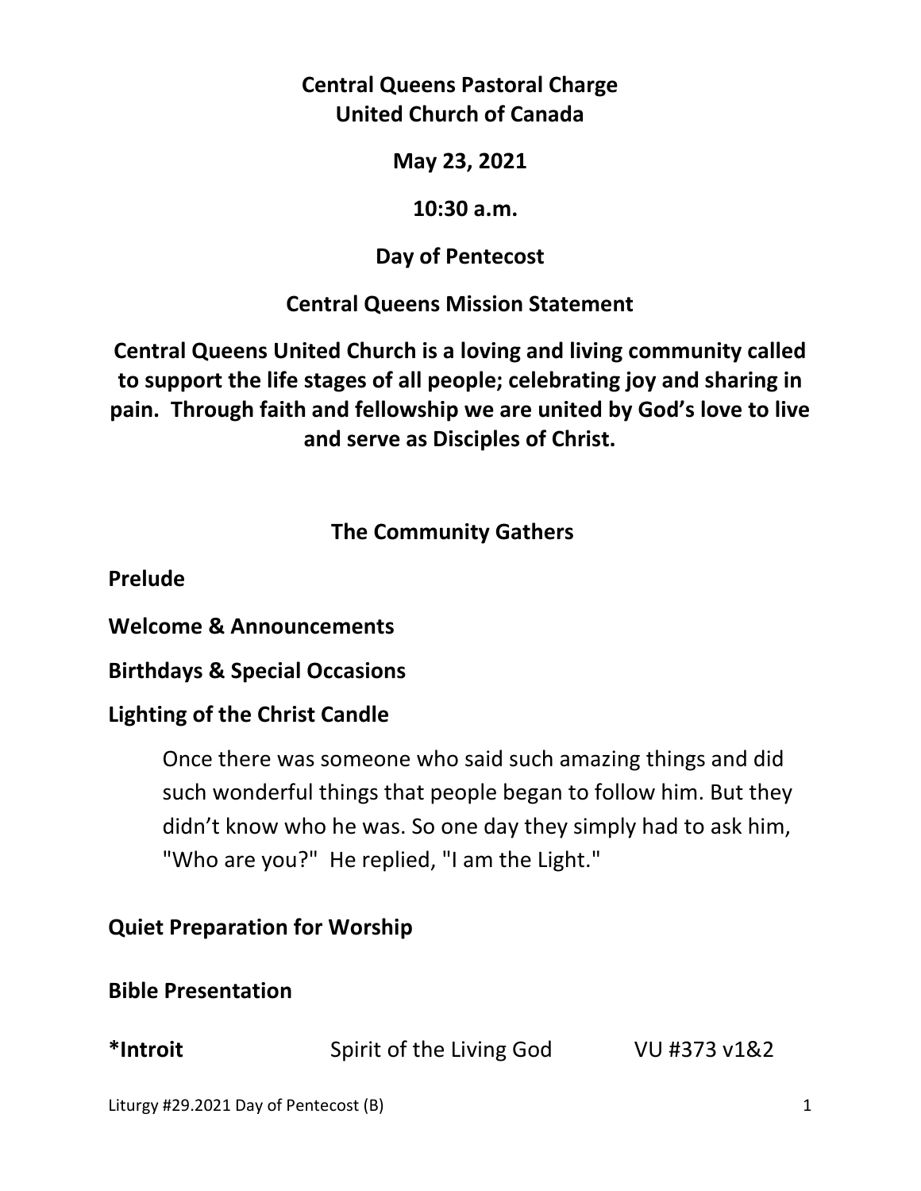**Central Queens Pastoral Charge**
**United Church of Canada**

**May 23, 2021**

**10:30 a.m.**

**Day of Pentecost**

**Central Queens Mission Statement**

**Central Queens United Church is a loving and living community called to support the life stages of all people; celebrating joy and sharing in pain. Through faith and fellowship we are united by God's love to live and serve as Disciples of Christ.**

## The Community Gathers

**Prelude**

**Welcome & Announcements**

**Birthdays & Special Occasions**

**Lighting of the Christ Candle**

> Once there was someone who said such amazing things and did such wonderful things that people began to follow him. But they didn't know who he was. So one day they simply had to ask him, "Who are you?" He replied, "I am the Light."

**Quiet Preparation for Worship**

**Bible Presentation**

**\*Introit** Spirit of the Living God VU #373 v1&2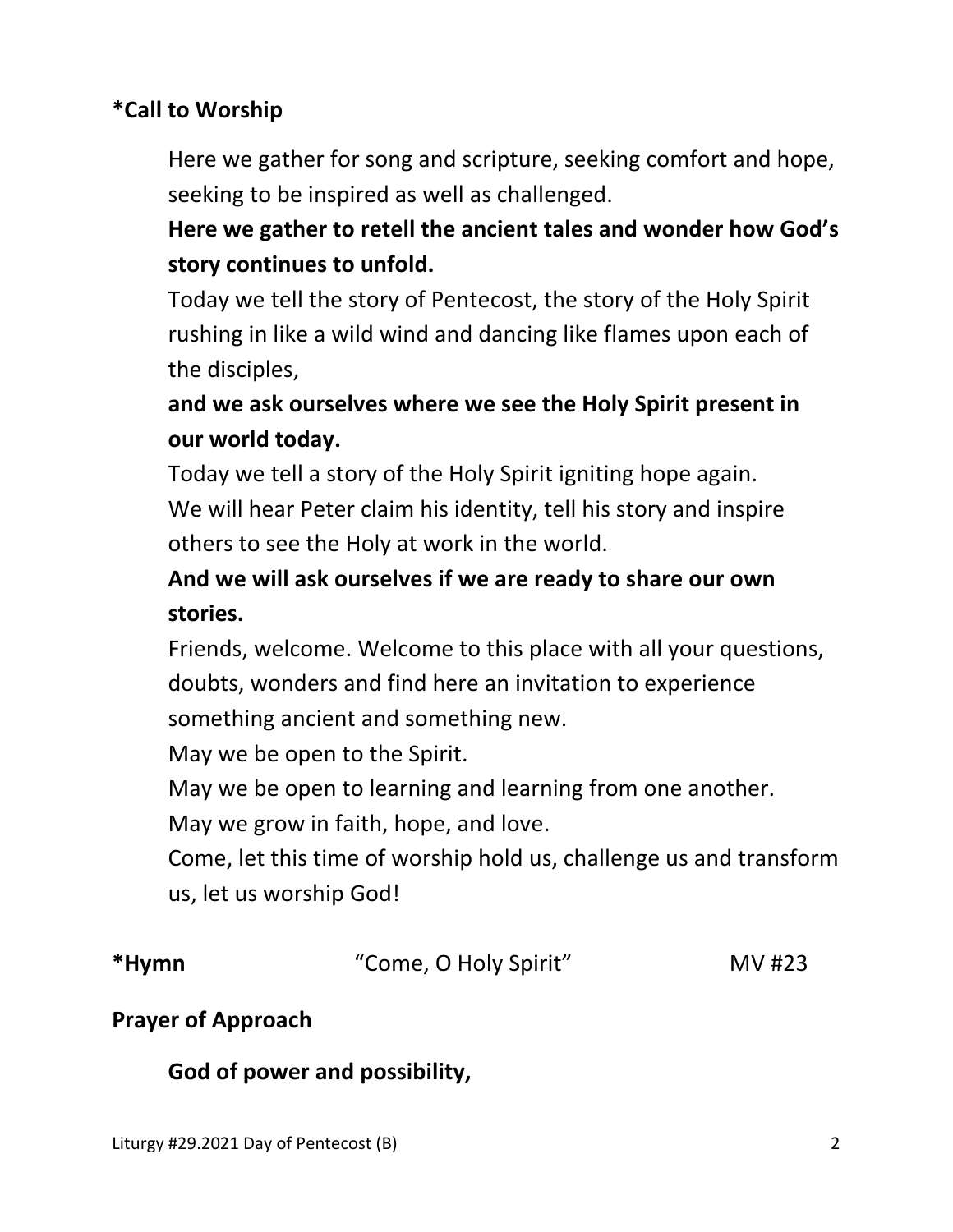**\*Call to Worship**

Here we gather for song and scripture, seeking comfort and hope, seeking to be inspired as well as challenged.

**Here we gather to retell the ancient tales and wonder how God's story continues to unfold.**

Today we tell the story of Pentecost, the story of the Holy Spirit rushing in like a wild wind and dancing like flames upon each of the disciples,

**and we ask ourselves where we see the Holy Spirit present in our world today.**

Today we tell a story of the Holy Spirit igniting hope again.
We will hear Peter claim his identity, tell his story and inspire others to see the Holy at work in the world.

**And we will ask ourselves if we are ready to share our own stories.**

Friends, welcome. Welcome to this place with all your questions, doubts, wonders and find here an invitation to experience something ancient and something new.
May we be open to the Spirit.
May we be open to learning and learning from one another.
May we grow in faith, hope, and love.
Come, let this time of worship hold us, challenge us and transform us, let us worship God!

**\*Hymn** "Come, O Holy Spirit" MV #23

**Prayer of Approach**

**God of power and possibility,**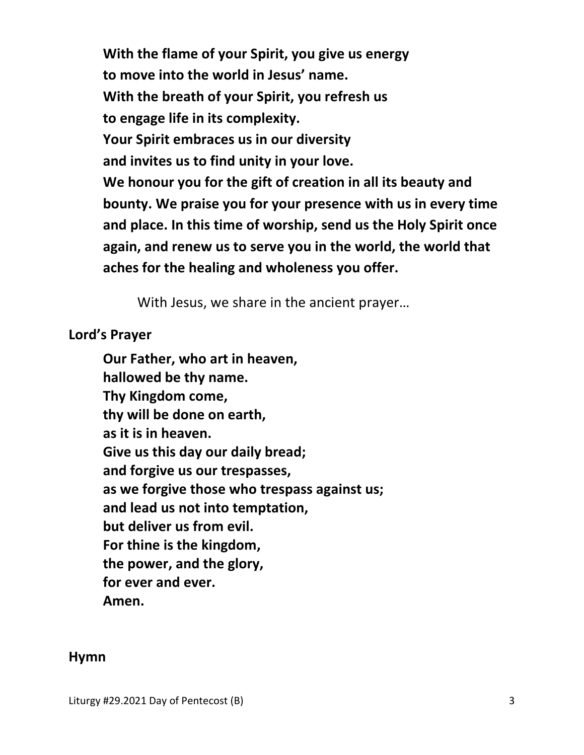**With the flame of your Spirit, you give us energy**
**to move into the world in Jesus' name.**
**With the breath of your Spirit, you refresh us**
**to engage life in its complexity.**
**Your Spirit embraces us in our diversity**
**and invites us to find unity in your love.**
**We honour you for the gift of creation in all its beauty and bounty. We praise you for your presence with us in every time and place. In this time of worship, send us the Holy Spirit once again, and renew us to serve you in the world, the world that aches for the healing and wholeness you offer.**

With Jesus, we share in the ancient prayer…

**Lord's Prayer**

**Our Father, who art in heaven,**
**hallowed be thy name.**
**Thy Kingdom come,**
**thy will be done on earth,**
**as it is in heaven.**
**Give us this day our daily bread;**
**and forgive us our trespasses,**
**as we forgive those who trespass against us;**
**and lead us not into temptation,**
**but deliver us from evil.**
**For thine is the kingdom,**
**the power, and the glory,**
**for ever and ever.**
**Amen.**

**Hymn**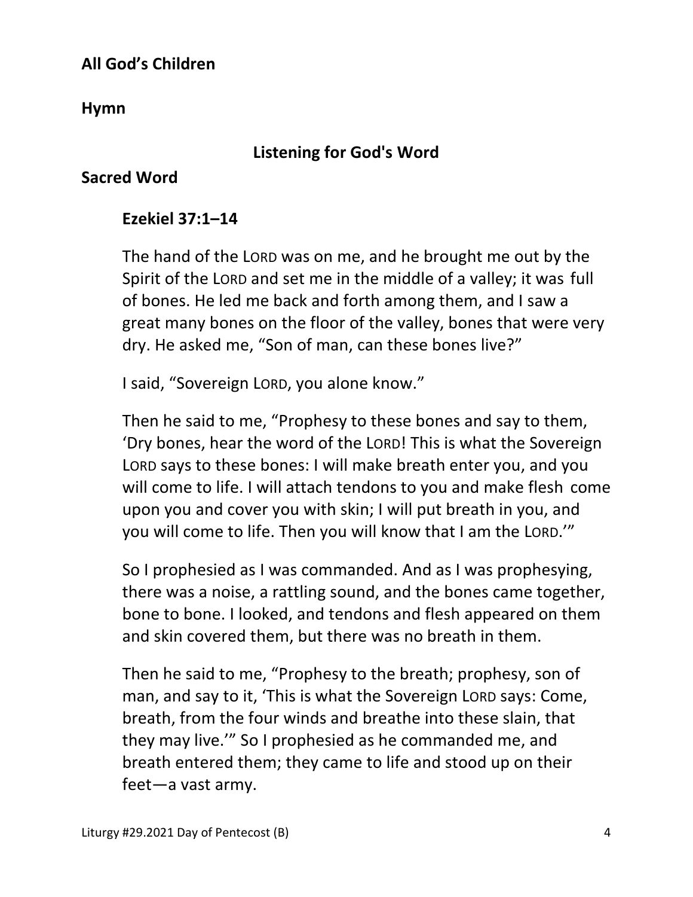**All God's Children**

**Hymn**

## Listening for God's Word

**Sacred Word**

**Ezekiel 37:1–14**

The hand of the LORD was on me, and he brought me out by the Spirit of the LORD and set me in the middle of a valley; it was full of bones. He led me back and forth among them, and I saw a great many bones on the floor of the valley, bones that were very dry. He asked me, "Son of man, can these bones live?"

I said, "Sovereign LORD, you alone know."

Then he said to me, "Prophesy to these bones and say to them, 'Dry bones, hear the word of the LORD! This is what the Sovereign LORD says to these bones: I will make breath enter you, and you will come to life. I will attach tendons to you and make flesh come upon you and cover you with skin; I will put breath in you, and you will come to life. Then you will know that I am the LORD.'"

So I prophesied as I was commanded. And as I was prophesying, there was a noise, a rattling sound, and the bones came together, bone to bone. I looked, and tendons and flesh appeared on them and skin covered them, but there was no breath in them.

Then he said to me, "Prophesy to the breath; prophesy, son of man, and say to it, 'This is what the Sovereign LORD says: Come, breath, from the four winds and breathe into these slain, that they may live.'" So I prophesied as he commanded me, and breath entered them; they came to life and stood up on their feet—a vast army.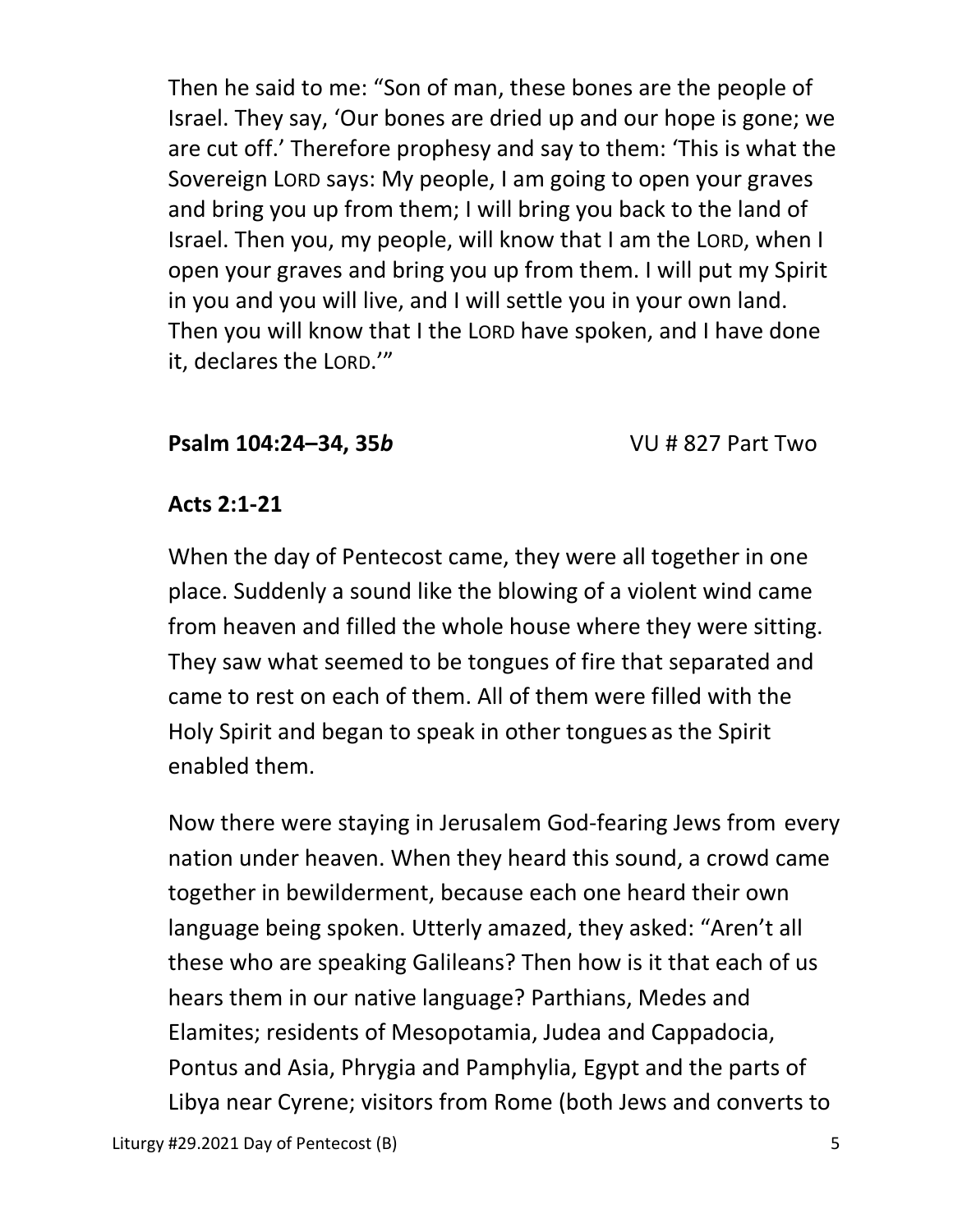Then he said to me: "Son of man, these bones are the people of Israel. They say, 'Our bones are dried up and our hope is gone; we are cut off.' Therefore prophesy and say to them: 'This is what the Sovereign LORD says: My people, I am going to open your graves and bring you up from them; I will bring you back to the land of Israel. Then you, my people, will know that I am the LORD, when I open your graves and bring you up from them. I will put my Spirit in you and you will live, and I will settle you in your own land. Then you will know that I the LORD have spoken, and I have done it, declares the LORD.'"

**Psalm 104:24–34, 35*b*** VU # 827 Part Two

**Acts 2:1-21**

When the day of Pentecost came, they were all together in one place. Suddenly a sound like the blowing of a violent wind came from heaven and filled the whole house where they were sitting. They saw what seemed to be tongues of fire that separated and came to rest on each of them. All of them were filled with the Holy Spirit and began to speak in other tongues as the Spirit enabled them.

Now there were staying in Jerusalem God-fearing Jews from every nation under heaven. When they heard this sound, a crowd came together in bewilderment, because each one heard their own language being spoken. Utterly amazed, they asked: "Aren't all these who are speaking Galileans? Then how is it that each of us hears them in our native language? Parthians, Medes and Elamites; residents of Mesopotamia, Judea and Cappadocia, Pontus and Asia, Phrygia and Pamphylia, Egypt and the parts of Libya near Cyrene; visitors from Rome (both Jews and converts to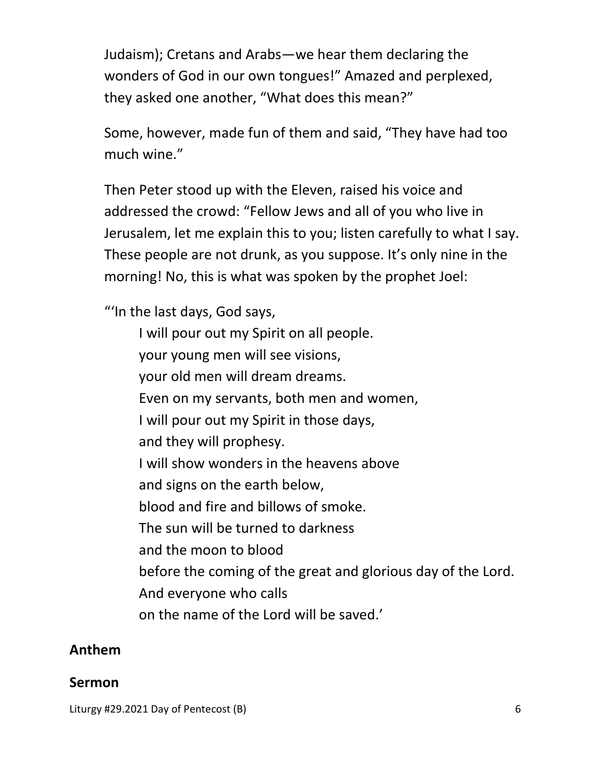Judaism); Cretans and Arabs—we hear them declaring the wonders of God in our own tongues!" Amazed and perplexed, they asked one another, "What does this mean?"

Some, however, made fun of them and said, "They have had too much wine."

Then Peter stood up with the Eleven, raised his voice and addressed the crowd: "Fellow Jews and all of you who live in Jerusalem, let me explain this to you; listen carefully to what I say. These people are not drunk, as you suppose. It's only nine in the morning! No, this is what was spoken by the prophet Joel:

"'In the last days, God says,

> I will pour out my Spirit on all people.
> your young men will see visions,
> your old men will dream dreams.
> Even on my servants, both men and women,
> I will pour out my Spirit in those days,
> and they will prophesy.
> I will show wonders in the heavens above
> and signs on the earth below,
> blood and fire and billows of smoke.
> The sun will be turned to darkness
> and the moon to blood
> before the coming of the great and glorious day of the Lord.
> And everyone who calls
> on the name of the Lord will be saved.'

**Anthem**

**Sermon**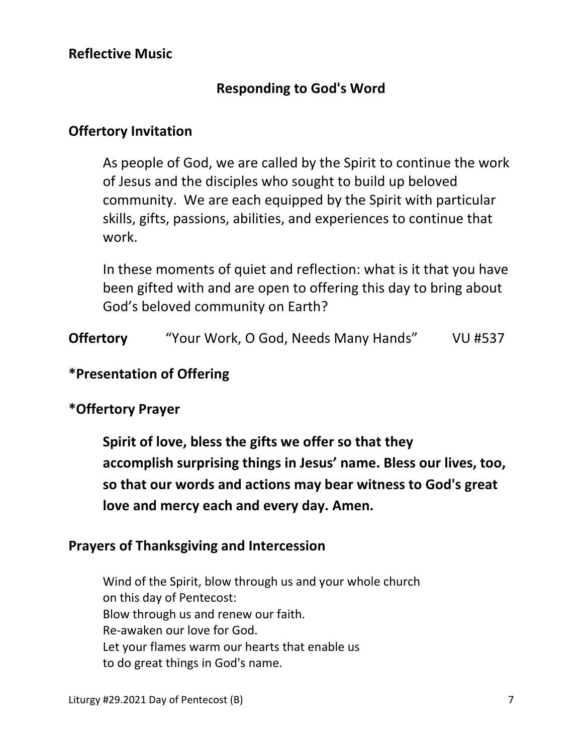**Reflective Music**

## Responding to God's Word

**Offertory Invitation**

As people of God, we are called by the Spirit to continue the work of Jesus and the disciples who sought to build up beloved community. We are each equipped by the Spirit with particular skills, gifts, passions, abilities, and experiences to continue that work.

In these moments of quiet and reflection: what is it that you have been gifted with and are open to offering this day to bring about God's beloved community on Earth?

**Offertory** "Your Work, O God, Needs Many Hands" VU #537

**\*Presentation of Offering**

**\*Offertory Prayer**

**Spirit of love, bless the gifts we offer so that they accomplish surprising things in Jesus' name. Bless our lives, too, so that our words and actions may bear witness to God's great love and mercy each and every day. Amen.**

**Prayers of Thanksgiving and Intercession**

Wind of the Spirit, blow through us and your whole church
on this day of Pentecost:
Blow through us and renew our faith.
Re-awaken our love for God.
Let your flames warm our hearts that enable us
to do great things in God's name.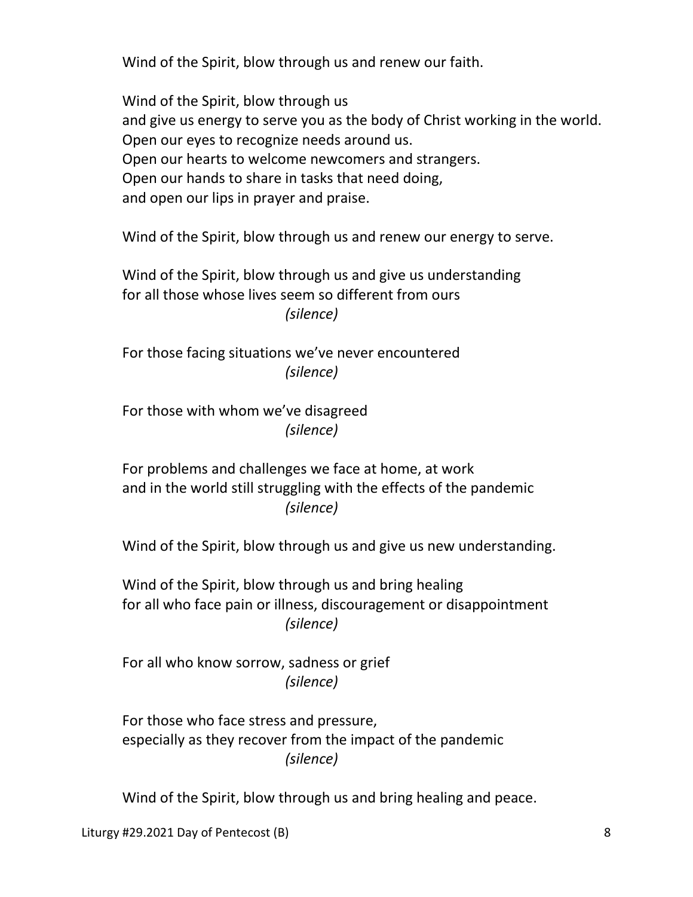Wind of the Spirit, blow through us and renew our faith.

Wind of the Spirit, blow through us
and give us energy to serve you as the body of Christ working in the world.
Open our eyes to recognize needs around us.
Open our hearts to welcome newcomers and strangers.
Open our hands to share in tasks that need doing,
and open our lips in prayer and praise.

Wind of the Spirit, blow through us and renew our energy to serve.

Wind of the Spirit, blow through us and give us understanding
for all those whose lives seem so different from ours
*(silence)*

For those facing situations we've never encountered
*(silence)*

For those with whom we've disagreed
*(silence)*

For problems and challenges we face at home, at work
and in the world still struggling with the effects of the pandemic
*(silence)*

Wind of the Spirit, blow through us and give us new understanding.

Wind of the Spirit, blow through us and bring healing
for all who face pain or illness, discouragement or disappointment
*(silence)*

For all who know sorrow, sadness or grief
*(silence)*

For those who face stress and pressure,
especially as they recover from the impact of the pandemic
*(silence)*

Wind of the Spirit, blow through us and bring healing and peace.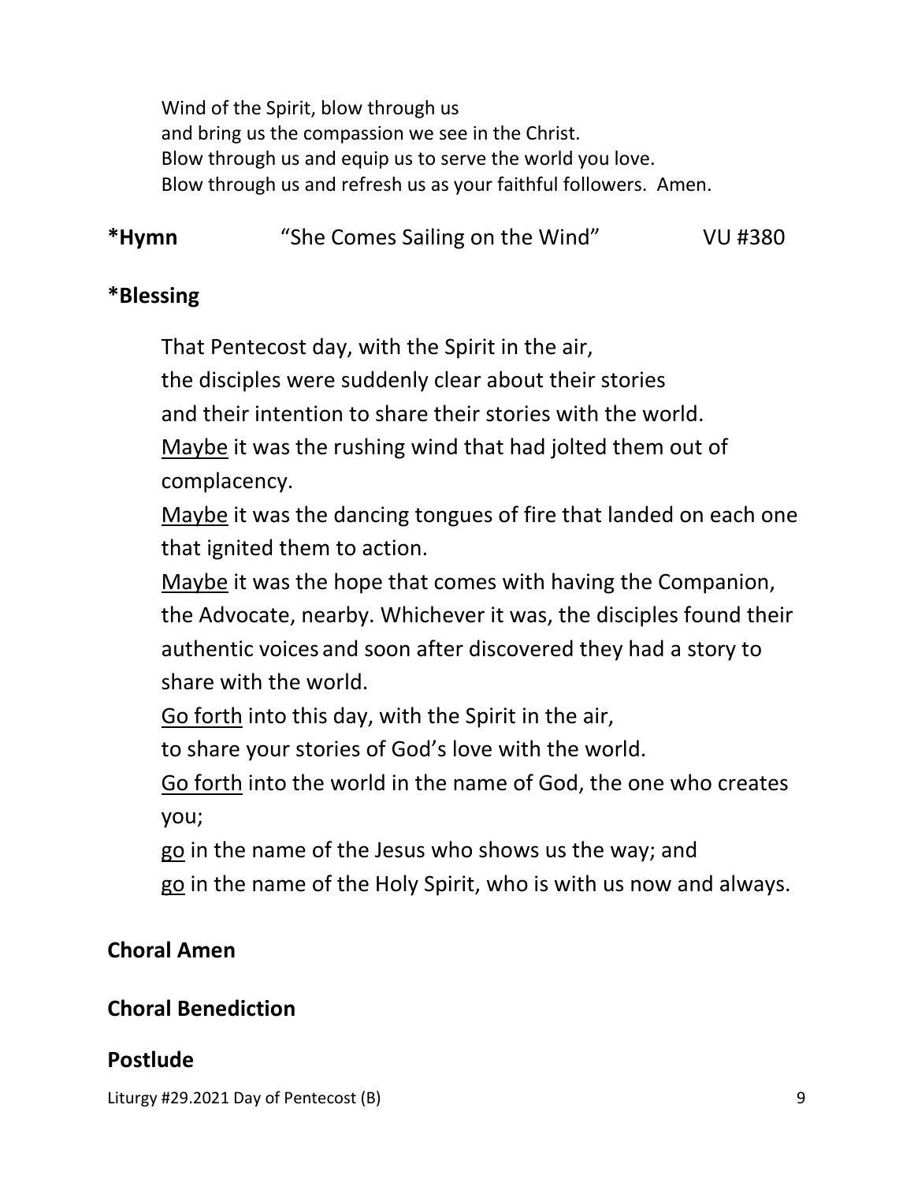Wind of the Spirit, blow through us
and bring us the compassion we see in the Christ.
Blow through us and equip us to serve the world you love.
Blow through us and refresh us as your faithful followers. Amen.

**\*Hymn** "She Comes Sailing on the Wind" VU #380

**\*Blessing**

That Pentecost day, with the Spirit in the air,
the disciples were suddenly clear about their stories
and their intention to share their stories with the world.
<u>Maybe</u> it was the rushing wind that had jolted them out of complacency.
<u>Maybe</u> it was the dancing tongues of fire that landed on each one that ignited them to action.
<u>Maybe</u> it was the hope that comes with having the Companion, the Advocate, nearby. Whichever it was, the disciples found their authentic voices and soon after discovered they had a story to share with the world.
<u>Go forth</u> into this day, with the Spirit in the air,
to share your stories of God's love with the world.
<u>Go forth</u> into the world in the name of God, the one who creates you;
<u>go</u> in the name of the Jesus who shows us the way; and
<u>go</u> in the name of the Holy Spirit, who is with us now and always.

**Choral Amen**

**Choral Benediction**

**Postlude**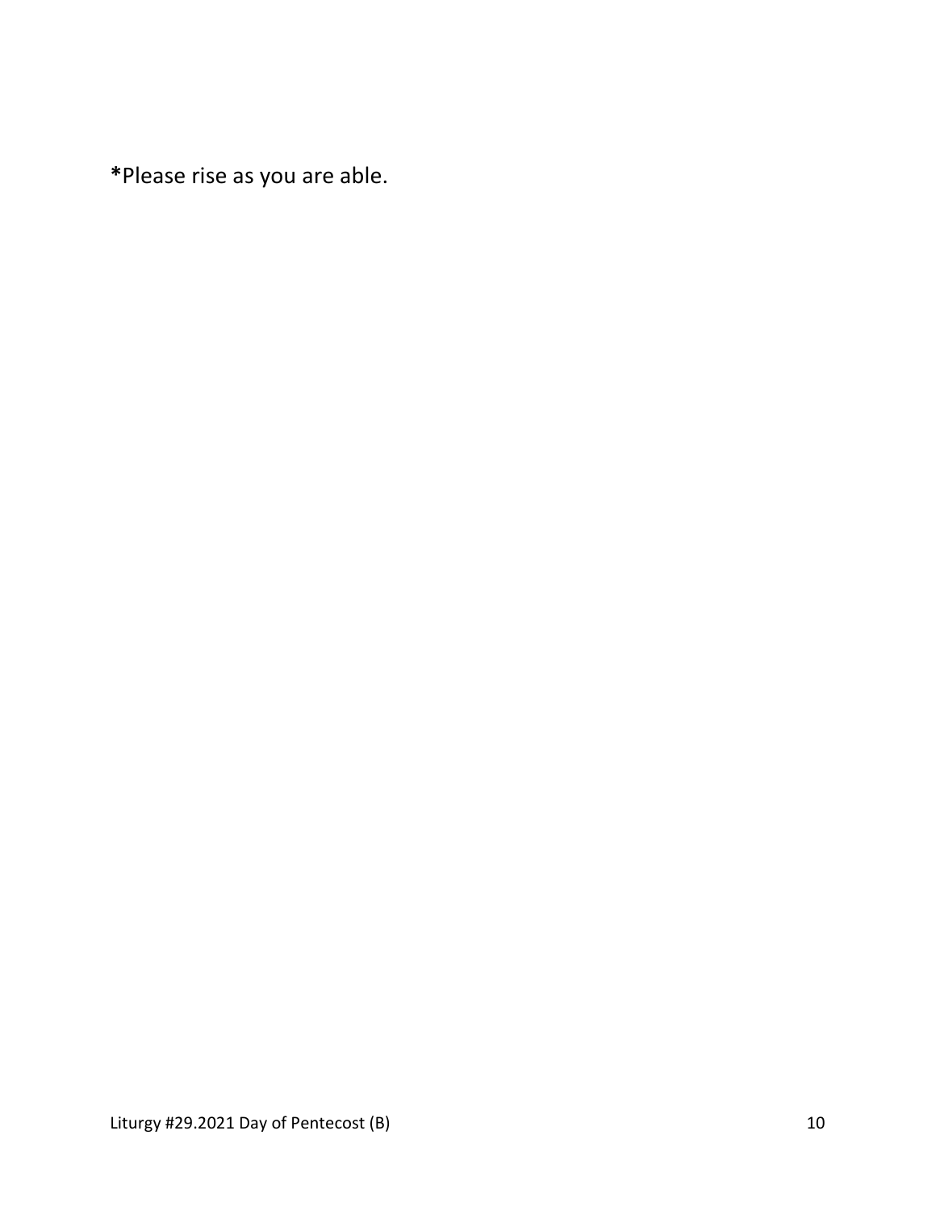**\***Please rise as you are able.

**\***Please rise as you are able.